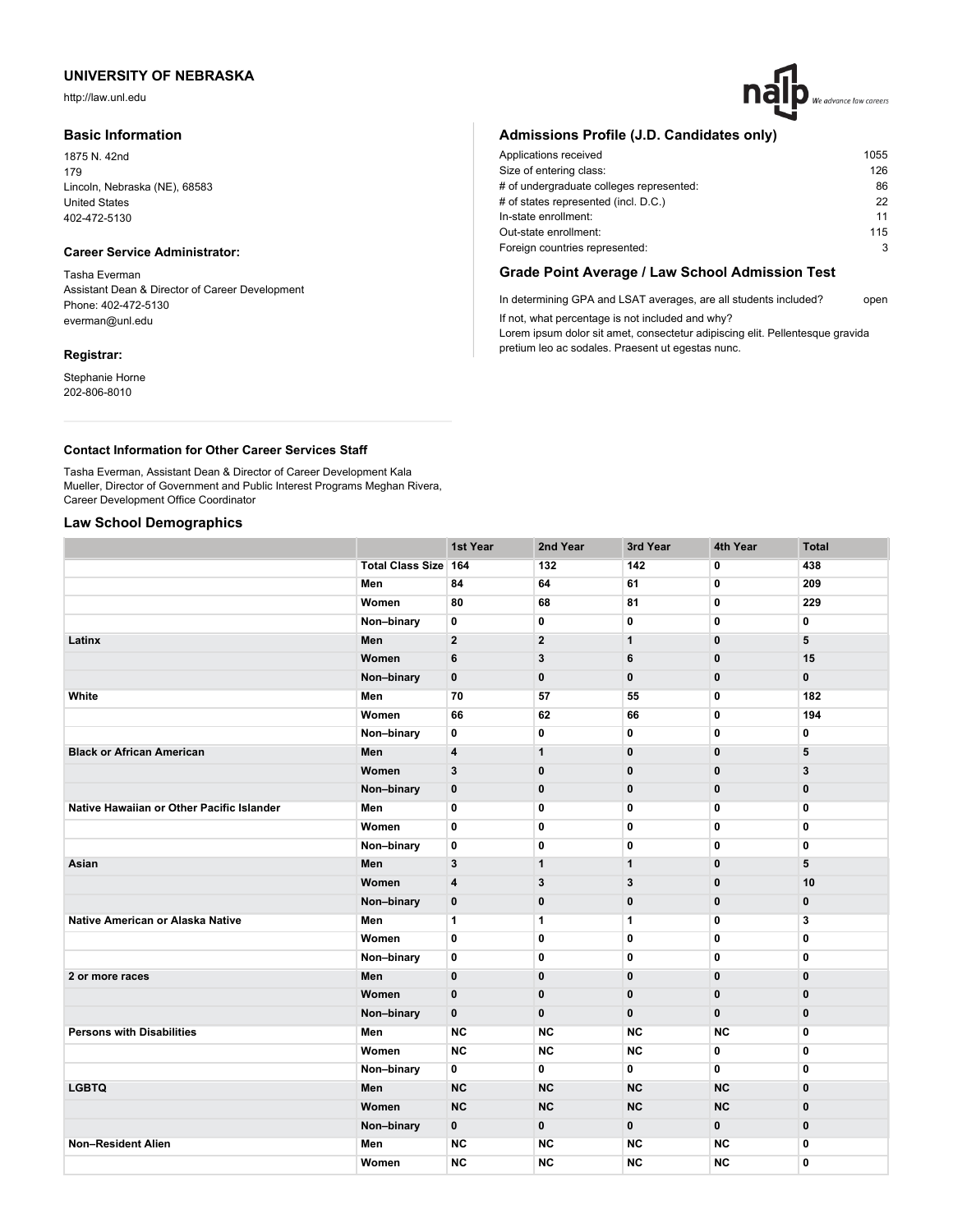# UNIVERSITY OF NEBRASKA

http://law.unl.edu

## Basic Information

1875 N. 42nd
179
Lincoln, Nebraska (NE), 68583
United States
402-472-5130

### Career Service Administrator:

Tasha Everman
Assistant Dean & Director of Career Development
Phone: 402-472-5130
everman@unl.edu

### Registrar:

Stephanie Horne
202-806-8010

## Admissions Profile (J.D. Candidates only)

| | |
|---|---|
| Applications received | 1055 |
| Size of entering class: | 126 |
| # of undergraduate colleges represented: | 86 |
| # of states represented (incl. D.C.) | 22 |
| In-state enrollment: | 11 |
| Out-state enrollment: | 115 |
| Foreign countries represented: | 3 |

## Grade Point Average / Law School Admission Test

In determining GPA and LSAT averages, are all students included? open

If not, what percentage is not included and why?
Lorem ipsum dolor sit amet, consectetur adipiscing elit. Pellentesque gravida pretium leo ac sodales. Praesent ut egestas nunc.

### Contact Information for Other Career Services Staff

Tasha Everman, Assistant Dean & Director of Career Development Kala Mueller, Director of Government and Public Interest Programs Meghan Rivera, Career Development Office Coordinator

## Law School Demographics

| | | 1st Year | 2nd Year | 3rd Year | 4th Year | Total |
|---|---|---|---|---|---|---|
| | **Total Class Size** | **164** | **132** | **142** | **0** | **438** |
| | **Men** | **84** | **64** | **61** | **0** | **209** |
| | **Women** | **80** | **68** | **81** | **0** | **229** |
| | **Non–binary** | **0** | **0** | **0** | **0** | **0** |
| **Latinx** | **Men** | **2** | **2** | **1** | **0** | **5** |
| | **Women** | **6** | **3** | **6** | **0** | **15** |
| | **Non–binary** | **0** | **0** | **0** | **0** | **0** |
| **White** | **Men** | **70** | **57** | **55** | **0** | **182** |
| | **Women** | **66** | **62** | **66** | **0** | **194** |
| | **Non–binary** | **0** | **0** | **0** | **0** | **0** |
| **Black or African American** | **Men** | **4** | **1** | **0** | **0** | **5** |
| | **Women** | **3** | **0** | **0** | **0** | **3** |
| | **Non–binary** | **0** | **0** | **0** | **0** | **0** |
| **Native Hawaiian or Other Pacific Islander** | **Men** | **0** | **0** | **0** | **0** | **0** |
| | **Women** | **0** | **0** | **0** | **0** | **0** |
| | **Non–binary** | **0** | **0** | **0** | **0** | **0** |
| **Asian** | **Men** | **3** | **1** | **1** | **0** | **5** |
| | **Women** | **4** | **3** | **3** | **0** | **10** |
| | **Non–binary** | **0** | **0** | **0** | **0** | **0** |
| **Native American or Alaska Native** | **Men** | **1** | **1** | **1** | **0** | **3** |
| | **Women** | **0** | **0** | **0** | **0** | **0** |
| | **Non–binary** | **0** | **0** | **0** | **0** | **0** |
| **2 or more races** | **Men** | **0** | **0** | **0** | **0** | **0** |
| | **Women** | **0** | **0** | **0** | **0** | **0** |
| | **Non–binary** | **0** | **0** | **0** | **0** | **0** |
| **Persons with Disabilities** | **Men** | **NC** | **NC** | **NC** | **NC** | **0** |
| | **Women** | **NC** | **NC** | **NC** | **0** | **0** |
| | **Non–binary** | **0** | **0** | **0** | **0** | **0** |
| **LGBTQ** | **Men** | **NC** | **NC** | **NC** | **NC** | **0** |
| | **Women** | **NC** | **NC** | **NC** | **NC** | **0** |
| | **Non–binary** | **0** | **0** | **0** | **0** | **0** |
| **Non–Resident Alien** | **Men** | **NC** | **NC** | **NC** | **NC** | **0** |
| | **Women** | **NC** | **NC** | **NC** | **NC** | **0** |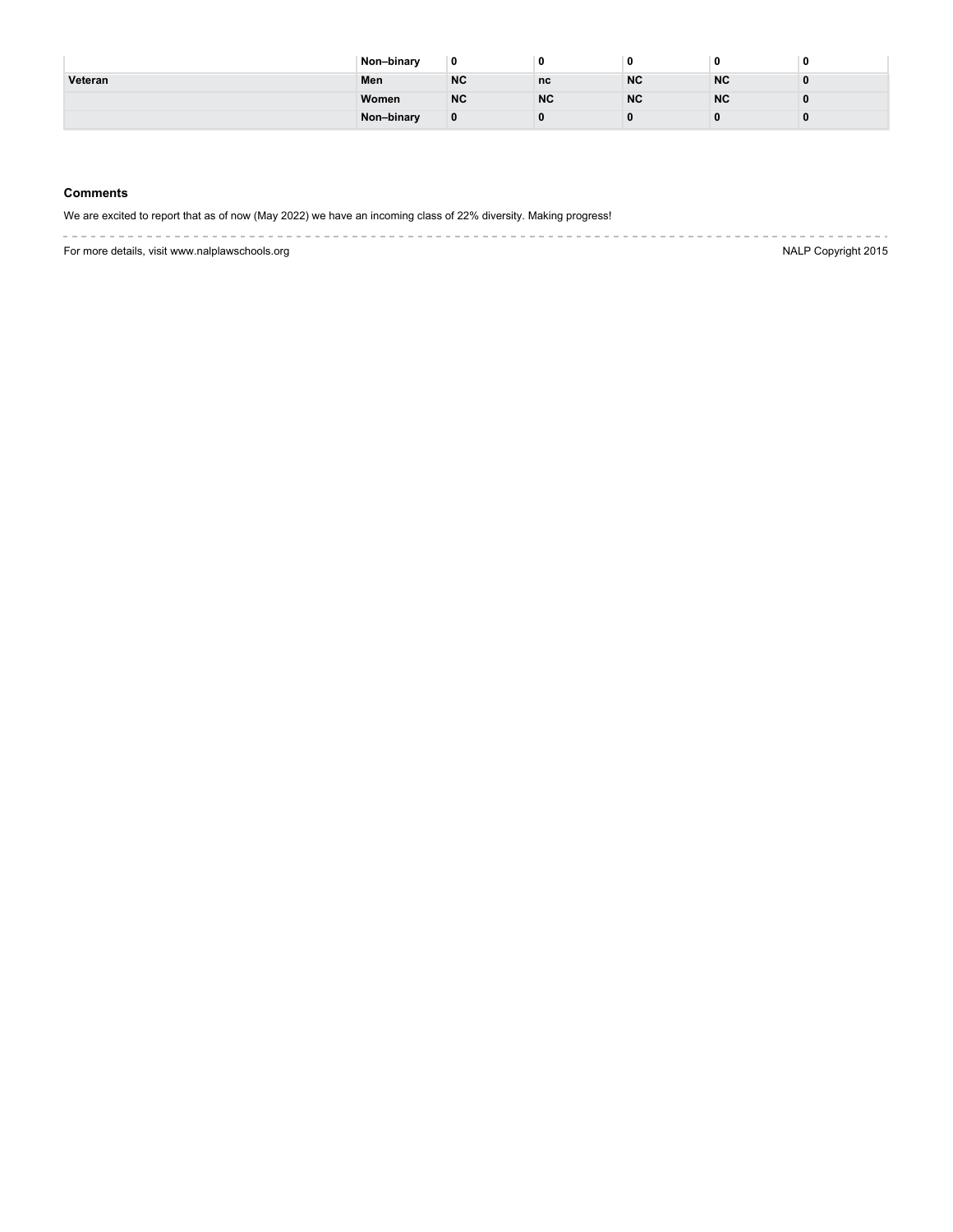| | | | | | | |
|---|---|---|---|---|---|---|
| | **Non–binary** | **0** | **0** | **0** | **0** | **0** |
| **Veteran** | **Men** | **NC** | **nc** | **NC** | **NC** | **0** |
| | **Women** | **NC** | **NC** | **NC** | **NC** | **0** |
| | **Non–binary** | **0** | **0** | **0** | **0** | **0** |

### Comments

We are excited to report that as of now (May 2022) we have an incoming class of 22% diversity. Making progress!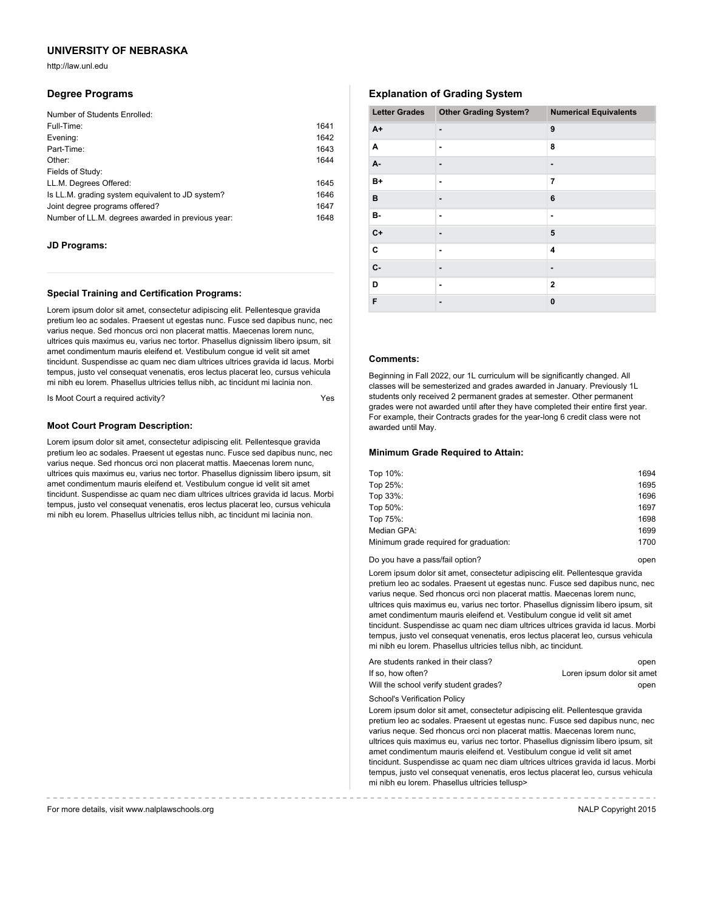## UNIVERSITY OF NEBRASKA

http://law.unl.edu

### Degree Programs

Number of Students Enrolled:

| | |
|---|---|
| Full-Time: | 1641 |
| Evening: | 1642 |
| Part-Time: | 1643 |
| Other: | 1644 |
| Fields of Study: | |
| LL.M. Degrees Offered: | 1645 |
| Is LL.M. grading system equivalent to JD system? | 1646 |
| Joint degree programs offered? | 1647 |
| Number of LL.M. degrees awarded in previous year: | 1648 |

#### JD Programs:

#### Special Training and Certification Programs:

Lorem ipsum dolor sit amet, consectetur adipiscing elit. Pellentesque gravida pretium leo ac sodales. Praesent ut egestas nunc. Fusce sed dapibus nunc, nec varius neque. Sed rhoncus orci non placerat mattis. Maecenas lorem nunc, ultrices quis maximus eu, varius nec tortor. Phasellus dignissim libero ipsum, sit amet condimentum mauris eleifend et. Vestibulum congue id velit sit amet tincidunt. Suspendisse ac quam nec diam ultrices ultrices gravida id lacus. Morbi tempus, justo vel consequat venenatis, eros lectus placerat leo, cursus vehicula mi nibh eu lorem. Phasellus ultricies tellus nibh, ac tincidunt mi lacinia non.

Is Moot Court a required activity? Yes

#### Moot Court Program Description:

Lorem ipsum dolor sit amet, consectetur adipiscing elit. Pellentesque gravida pretium leo ac sodales. Praesent ut egestas nunc. Fusce sed dapibus nunc, nec varius neque. Sed rhoncus orci non placerat mattis. Maecenas lorem nunc, ultrices quis maximus eu, varius nec tortor. Phasellus dignissim libero ipsum, sit amet condimentum mauris eleifend et. Vestibulum congue id velit sit amet tincidunt. Suspendisse ac quam nec diam ultrices ultrices gravida id lacus. Morbi tempus, justo vel consequat venenatis, eros lectus placerat leo, cursus vehicula mi nibh eu lorem. Phasellus ultricies tellus nibh, ac tincidunt mi lacinia non.

### Explanation of Grading System

| Letter Grades | Other Grading System? | Numerical Equivalents |
|---|---|---|
| A+ | - | 9 |
| A | - | 8 |
| A- | - | - |
| B+ | - | 7 |
| B | - | 6 |
| B- | - | - |
| C+ | - | 5 |
| C | - | 4 |
| C- | - | - |
| D | - | 2 |
| F | - | 0 |

#### Comments:

Beginning in Fall 2022, our 1L curriculum will be significantly changed. All classes will be semesterized and grades awarded in January. Previously 1L students only received 2 permanent grades at semester. Other permanent grades were not awarded until after they have completed their entire first year. For example, their Contracts grades for the year-long 6 credit class were not awarded until May.

#### Minimum Grade Required to Attain:

| | |
|---|---|
| Top 10%: | 1694 |
| Top 25%: | 1695 |
| Top 33%: | 1696 |
| Top 50%: | 1697 |
| Top 75%: | 1698 |
| Median GPA: | 1699 |
| Minimum grade required for graduation: | 1700 |

Do you have a pass/fail option? open

Lorem ipsum dolor sit amet, consectetur adipiscing elit. Pellentesque gravida pretium leo ac sodales. Praesent ut egestas nunc. Fusce sed dapibus nunc, nec varius neque. Sed rhoncus orci non placerat mattis. Maecenas lorem nunc, ultrices quis maximus eu, varius nec tortor. Phasellus dignissim libero ipsum, sit amet condimentum mauris eleifend et. Vestibulum congue id velit sit amet tincidunt. Suspendisse ac quam nec diam ultrices ultrices gravida id lacus. Morbi tempus, justo vel consequat venenatis, eros lectus placerat leo, cursus vehicula mi nibh eu lorem. Phasellus ultricies tellus nibh, ac tincidunt.

| | |
|---|---|
| Are students ranked in their class? | open |
| If so, how often? | Loren ipsum dolor sit amet |
| Will the school verify student grades? | open |

School's Verification Policy

Lorem ipsum dolor sit amet, consectetur adipiscing elit. Pellentesque gravida pretium leo ac sodales. Praesent ut egestas nunc. Fusce sed dapibus nunc, nec varius neque. Sed rhoncus orci non placerat mattis. Maecenas lorem nunc, ultrices quis maximus eu, varius nec tortor. Phasellus dignissim libero ipsum, sit amet condimentum mauris eleifend et. Vestibulum congue id velit sit amet tincidunt. Suspendisse ac quam nec diam ultrices ultrices gravida id lacus. Morbi tempus, justo vel consequat venenatis, eros lectus placerat leo, cursus vehicula mi nibh eu lorem. Phasellus ultricies tellusp>

For more details, visit www.nalplawschools.org

NALP Copyright 2015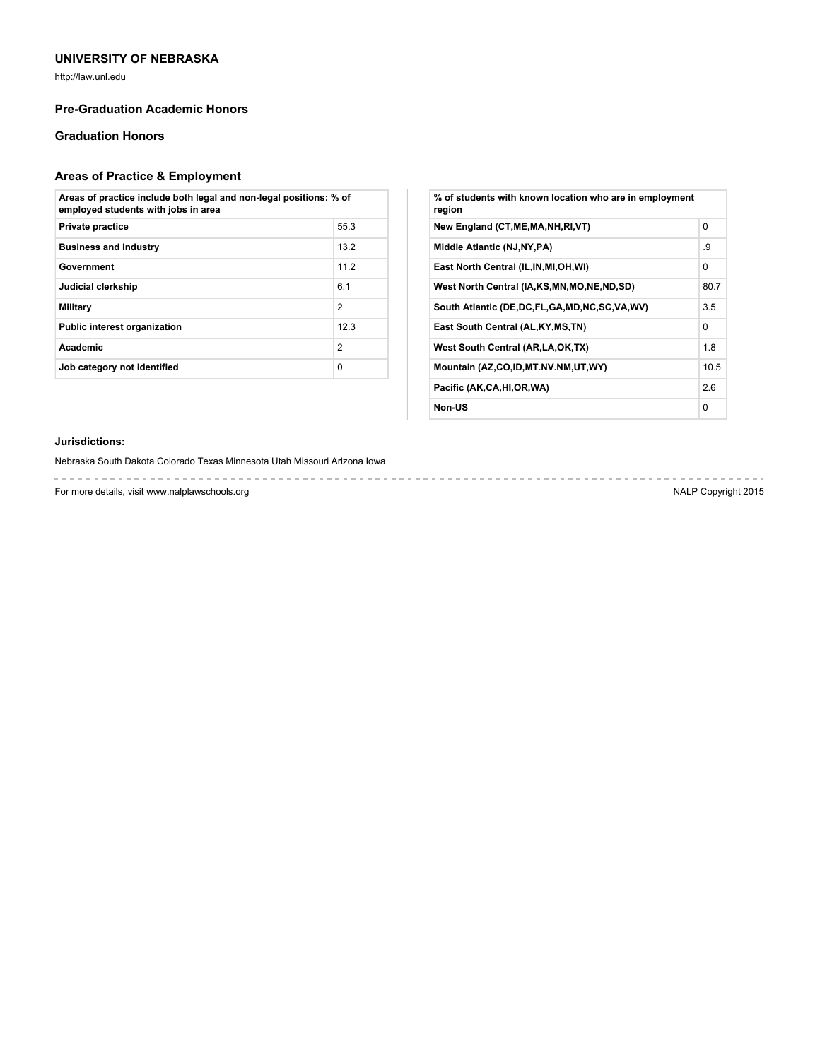## UNIVERSITY OF NEBRASKA

http://law.unl.edu

### Pre-Graduation Academic Honors

### Graduation Honors

### Areas of Practice & Employment

| Areas of practice include both legal and non-legal positions: % of employed students with jobs in area | |
|---|---|
| Private practice | 55.3 |
| Business and industry | 13.2 |
| Government | 11.2 |
| Judicial clerkship | 6.1 |
| Military | 2 |
| Public interest organization | 12.3 |
| Academic | 2 |
| Job category not identified | 0 |

| % of students with known location who are in employment region | |
|---|---|
| New England (CT,ME,MA,NH,RI,VT) | 0 |
| Middle Atlantic (NJ,NY,PA) | .9 |
| East North Central (IL,IN,MI,OH,WI) | 0 |
| West North Central (IA,KS,MN,MO,NE,ND,SD) | 80.7 |
| South Atlantic (DE,DC,FL,GA,MD,NC,SC,VA,WV) | 3.5 |
| East South Central (AL,KY,MS,TN) | 0 |
| West South Central (AR,LA,OK,TX) | 1.8 |
| Mountain (AZ,CO,ID,MT.NV.NM,UT,WY) | 10.5 |
| Pacific (AK,CA,HI,OR,WA) | 2.6 |
| Non-US | 0 |

**Jurisdictions:**

Nebraska South Dakota Colorado Texas Minnesota Utah Missouri Arizona Iowa

For more details, visit www.nalplawschools.org

NALP Copyright 2015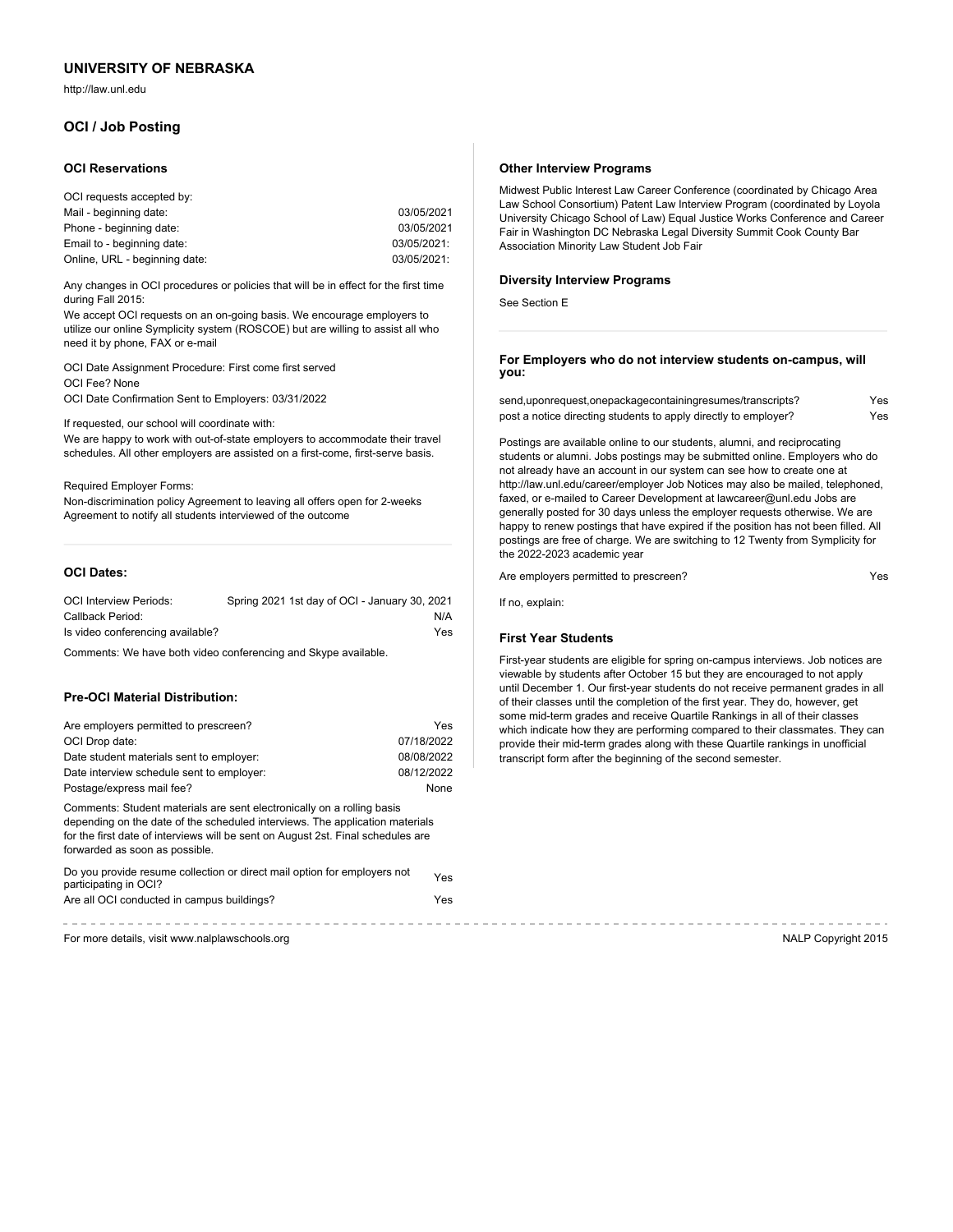## UNIVERSITY OF NEBRASKA

http://law.unl.edu

## OCI / Job Posting

### OCI Reservations

OCI requests accepted by:

| | |
|---|---|
| Mail - beginning date: | 03/05/2021 |
| Phone - beginning date: | 03/05/2021 |
| Email to - beginning date: | 03/05/2021: |
| Online, URL - beginning date: | 03/05/2021: |

Any changes in OCI procedures or policies that will be in effect for the first time during Fall 2015:

We accept OCI requests on an on-going basis. We encourage employers to utilize our online Symplicity system (ROSCOE) but are willing to assist all who need it by phone, FAX or e-mail

OCI Date Assignment Procedure: First come first served

OCI Fee? None

OCI Date Confirmation Sent to Employers: 03/31/2022

If requested, our school will coordinate with:

We are happy to work with out-of-state employers to accommodate their travel schedules. All other employers are assisted on a first-come, first-serve basis.

Required Employer Forms:

Non-discrimination policy Agreement to leaving all offers open for 2-weeks Agreement to notify all students interviewed of the outcome

### OCI Dates:

| | |
|---|---|
| OCI Interview Periods: | Spring 2021 1st day of OCI - January 30, 2021 |
| Callback Period: | N/A |
| Is video conferencing available? | Yes |

Comments: We have both video conferencing and Skype available.

### Pre-OCI Material Distribution:

| | |
|---|---|
| Are employers permitted to prescreen? | Yes |
| OCI Drop date: | 07/18/2022 |
| Date student materials sent to employer: | 08/08/2022 |
| Date interview schedule sent to employer: | 08/12/2022 |
| Postage/express mail fee? | None |

Comments: Student materials are sent electronically on a rolling basis depending on the date of the scheduled interviews. The application materials for the first date of interviews will be sent on August 2st. Final schedules are forwarded as soon as possible.

| | |
|---|---|
| Do you provide resume collection or direct mail option for employers not participating in OCI? | Yes |
| Are all OCI conducted in campus buildings? | Yes |

### Other Interview Programs

Midwest Public Interest Law Career Conference (coordinated by Chicago Area Law School Consortium) Patent Law Interview Program (coordinated by Loyola University Chicago School of Law) Equal Justice Works Conference and Career Fair in Washington DC Nebraska Legal Diversity Summit Cook County Bar Association Minority Law Student Job Fair

### Diversity Interview Programs

See Section E

### For Employers who do not interview students on-campus, will you:

| | |
|---|---|
| send,uponrequest,onepackagecontainingresumes/transcripts? | Yes |
| post a notice directing students to apply directly to employer? | Yes |

Postings are available online to our students, alumni, and reciprocating students or alumni. Jobs postings may be submitted online. Employers who do not already have an account in our system can see how to create one at http://law.unl.edu/career/employer Job Notices may also be mailed, telephoned, faxed, or e-mailed to Career Development at lawcareer@unl.edu Jobs are generally posted for 30 days unless the employer requests otherwise. We are happy to renew postings that have expired if the position has not been filled. All postings are free of charge. We are switching to 12 Twenty from Symplicity for the 2022-2023 academic year

| | |
|---|---|
| Are employers permitted to prescreen? | Yes |

If no, explain:

### First Year Students

First-year students are eligible for spring on-campus interviews. Job notices are viewable by students after October 15 but they are encouraged to not apply until December 1. Our first-year students do not receive permanent grades in all of their classes until the completion of the first year. They do, however, get some mid-term grades and receive Quartile Rankings in all of their classes which indicate how they are performing compared to their classmates. They can provide their mid-term grades along with these Quartile rankings in unofficial transcript form after the beginning of the second semester.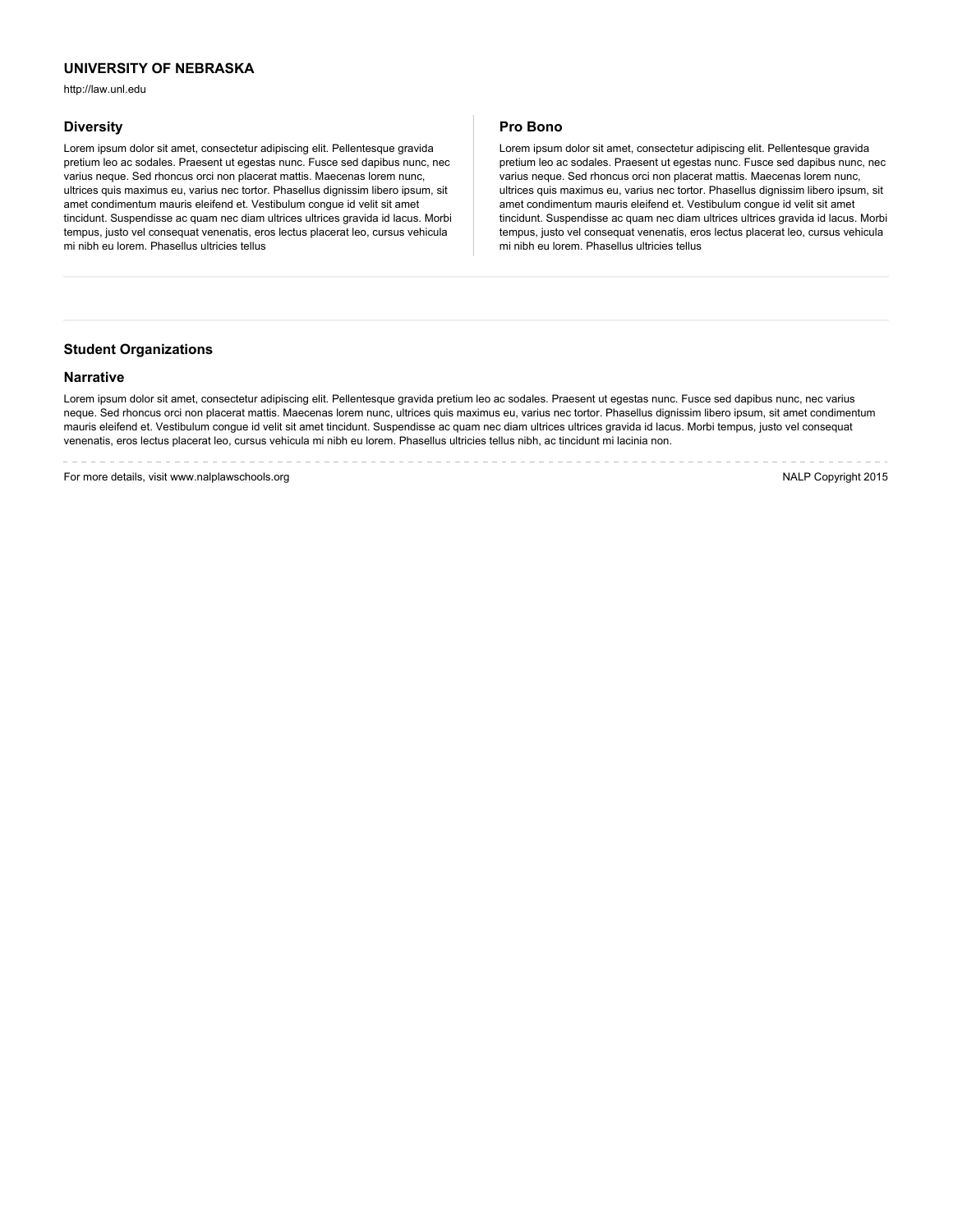# UNIVERSITY OF NEBRASKA

http://law.unl.edu

## Diversity

Lorem ipsum dolor sit amet, consectetur adipiscing elit. Pellentesque gravida pretium leo ac sodales. Praesent ut egestas nunc. Fusce sed dapibus nunc, nec varius neque. Sed rhoncus orci non placerat mattis. Maecenas lorem nunc, ultrices quis maximus eu, varius nec tortor. Phasellus dignissim libero ipsum, sit amet condimentum mauris eleifend et. Vestibulum congue id velit sit amet tincidunt. Suspendisse ac quam nec diam ultrices ultrices gravida id lacus. Morbi tempus, justo vel consequat venenatis, eros lectus placerat leo, cursus vehicula mi nibh eu lorem. Phasellus ultricies tellus

## Pro Bono

Lorem ipsum dolor sit amet, consectetur adipiscing elit. Pellentesque gravida pretium leo ac sodales. Praesent ut egestas nunc. Fusce sed dapibus nunc, nec varius neque. Sed rhoncus orci non placerat mattis. Maecenas lorem nunc, ultrices quis maximus eu, varius nec tortor. Phasellus dignissim libero ipsum, sit amet condimentum mauris eleifend et. Vestibulum congue id velit sit amet tincidunt. Suspendisse ac quam nec diam ultrices ultrices gravida id lacus. Morbi tempus, justo vel consequat venenatis, eros lectus placerat leo, cursus vehicula mi nibh eu lorem. Phasellus ultricies tellus

## Student Organizations

### Narrative

Lorem ipsum dolor sit amet, consectetur adipiscing elit. Pellentesque gravida pretium leo ac sodales. Praesent ut egestas nunc. Fusce sed dapibus nunc, nec varius neque. Sed rhoncus orci non placerat mattis. Maecenas lorem nunc, ultrices quis maximus eu, varius nec tortor. Phasellus dignissim libero ipsum, sit amet condimentum mauris eleifend et. Vestibulum congue id velit sit amet tincidunt. Suspendisse ac quam nec diam ultrices ultrices gravida id lacus. Morbi tempus, justo vel consequat venenatis, eros lectus placerat leo, cursus vehicula mi nibh eu lorem. Phasellus ultricies tellus nibh, ac tincidunt mi lacinia non.

For more details, visit www.nalplawschools.org

NALP Copyright 2015